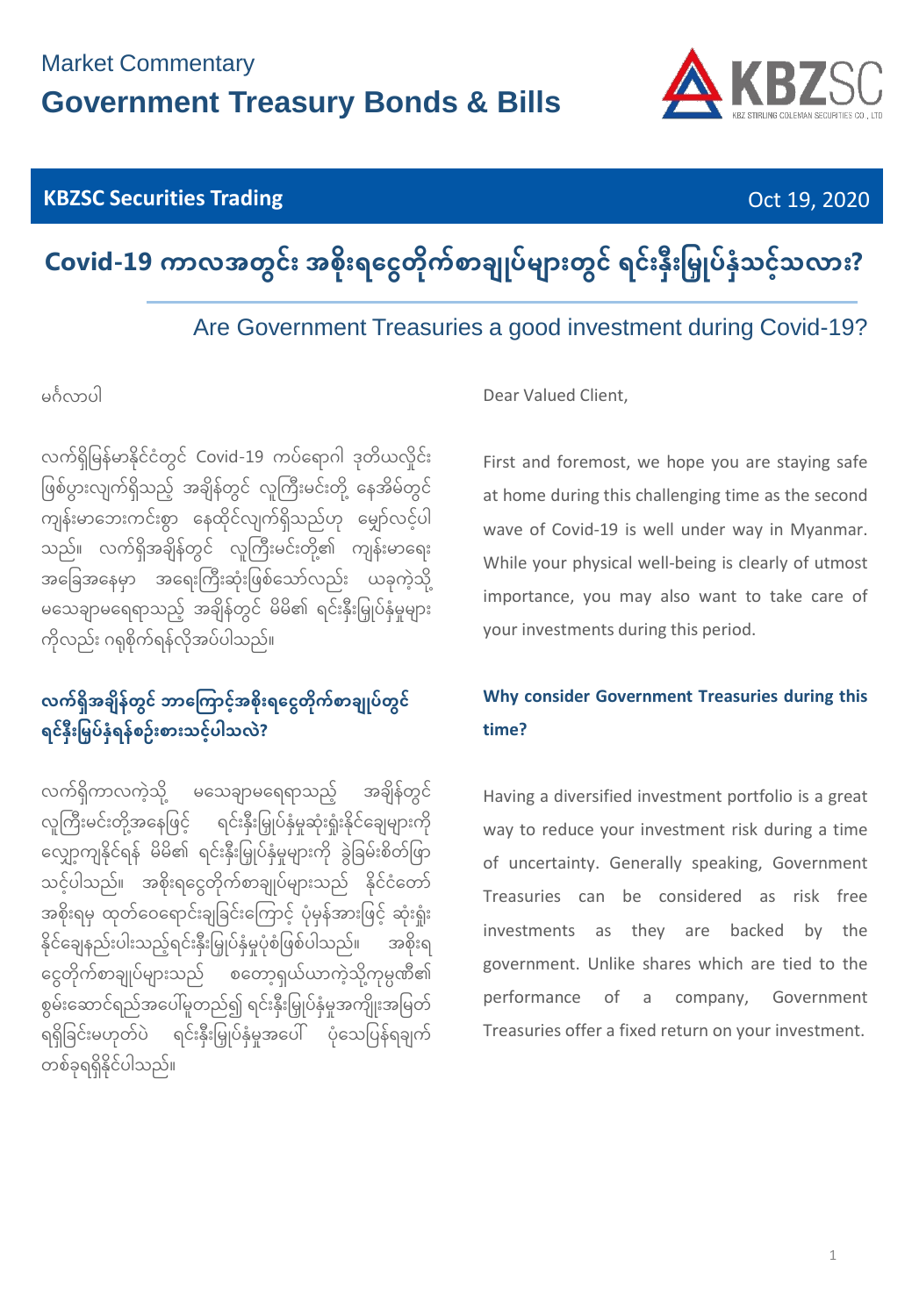Market Commentary

# Government Treasury Bonds & Bills

**KBZSC Securities Trading** Oct 19, 2020

## Covid-19 ကာလအတွင်း အစိုးရငွေတိုက်စာချုပ်များတွင် ရင်းနှီးမြှုပ်နှံသင့်သလား?

### Are Government Treasuries a good investment during Covid-19?

မင်္ဂလာပါ

လက်ရှိမြန်မာနိုင်ငံတွင် Covid-19 ကပ်ရောဂါ ဒုတိယလှိုင်းဖြစ်ပွားလျက်ရှိသည့် အချိန်တွင် လူကြီးမင်းတို့ နေအိမ်တွင် ကျန်းမာဘေးကင်းစွာ နေထိုင်လျက်ရှိသည်ဟု မျှော်လင့်ပါသည်။ လက်ရှိအချိန်တွင် လူကြီးမင်းတို့၏ ကျန်းမာရေးအခြေအနေမှာ အရေးကြီးဆုံးဖြစ်သော်လည်း ယခုကဲ့သို့ မသေချာမရေရာသည့် အချိန်တွင် မိမိ၏ ရင်းနှီးမြှုပ်နှံမှုများကိုလည်း ဂရုစိုက်ရန်လိုအပ်ပါသည်။

### လက်ရှိအချိန်တွင် ဘာကြောင့်အစိုးရငွေတိုက်စာချုပ်တွင် ရင်နှီးမြုပ်နှံရန်စဉ်းစားသင့်ပါသလဲ?

လက်ရှိကာလကဲ့သို့ မသေချာမရေရာသည့် အချိန်တွင် လူကြီးမင်းတို့အနေဖြင့် ရင်းနှီးမြှုပ်နှံမှုဆုံးရှုံးနိုင်ချေများကို လျှော့ကျနိုင်ရန် မိမိ၏ ရင်းနှီးမြှုပ်နှံမှုများကို ခွဲခြမ်းစိတ်ဖြာသင့်ပါသည်။ အစိုးရငွေတိုက်စာချုပ်များသည် နိုင်ငံတော်အစိုးရမှ ထုတ်ဝေရောင်းချခြင်းကြောင့် ပုံမှန်အားဖြင့် ဆုံးရှုံးနိုင်ချေနည်းပါးသည့်ရင်းနှီးမြှုပ်နှံမှုပုံစံဖြစ်ပါသည်။ အစိုးရငွေတိုက်စာချုပ်များသည် စတော့ရှယ်ယာကဲ့သို့ကုမ္ပဏီ၏ စွမ်းဆောင်ရည်အပေါ်မူတည်၍ ရင်းနှီးမြှုပ်နှံမှုအကျိုးအမြတ်ရရှိခြင်းမဟုတ်ပဲ ရင်းနှီးမြှုပ်နှံမှုအပေါ် ပုံသေပြန်ရချက်တစ်ခုရရှိနိုင်ပါသည်။

Dear Valued Client,

First and foremost, we hope you are staying safe at home during this challenging time as the second wave of Covid-19 is well under way in Myanmar. While your physical well-being is clearly of utmost importance, you may also want to take care of your investments during this period.

### Why consider Government Treasuries during this time?

Having a diversified investment portfolio is a great way to reduce your investment risk during a time of uncertainty. Generally speaking, Government Treasuries can be considered as risk free investments as they are backed by the government. Unlike shares which are tied to the performance of a company, Government Treasuries offer a fixed return on your investment.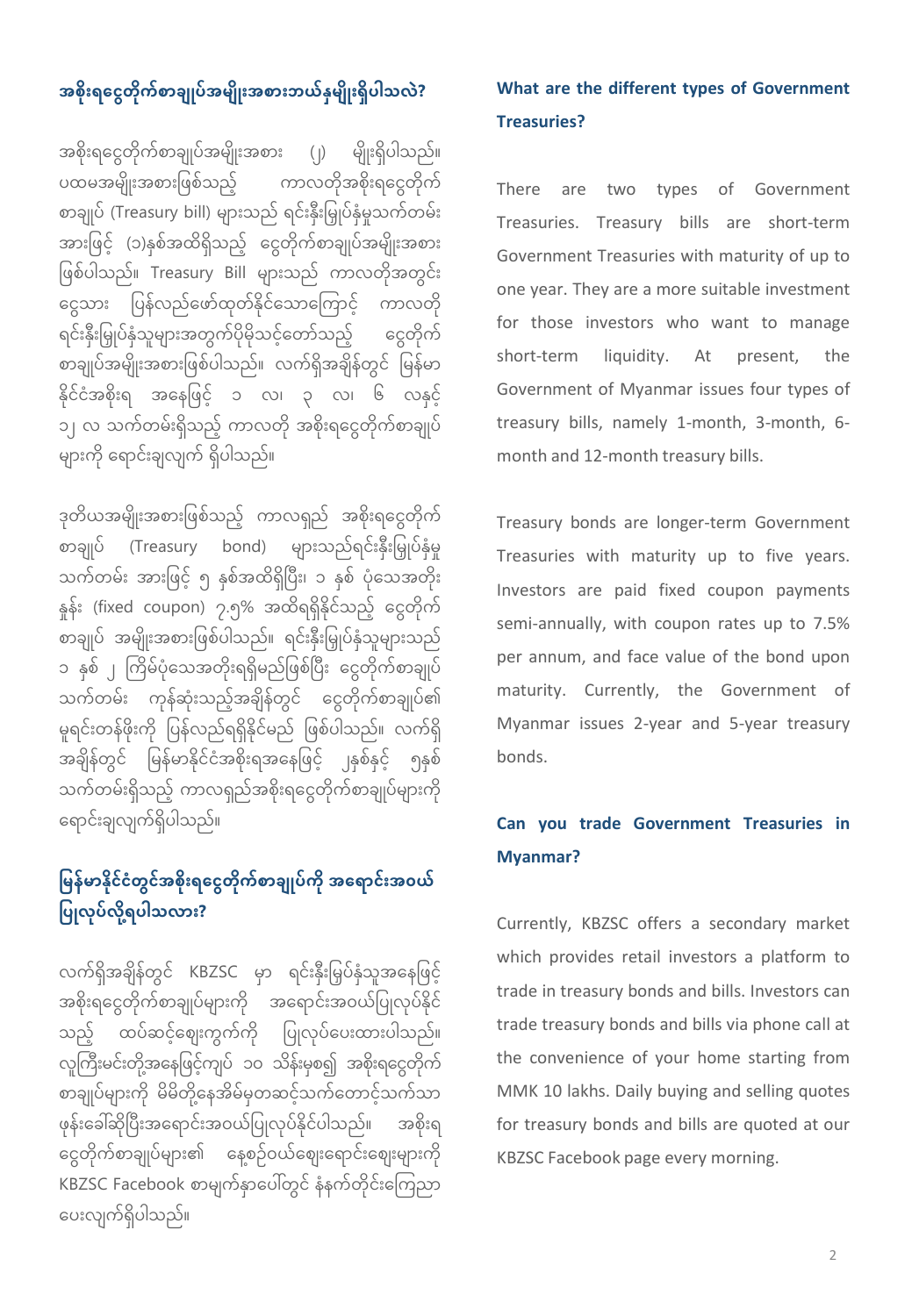## အစိုးရငွေတိုက်စာချုပ်အမျိုးအစားဘယ်နှမျိုးရှိပါသလဲ?

အစိုးရငွေတိုက်စာချုပ်အမျိုးအစား (၂) မျိုးရှိပါသည်။ ပထမအမျိုးအစားဖြစ်သည့် ကာလတိုအစိုးရငွေတိုက်စာချုပ် (Treasury bill) များသည် ရင်းနှီးမြှုပ်နှံမှုသက်တမ်းအားဖြင့် (၁)နှစ်အထိရှိသည့် ငွေတိုက်စာချုပ်အမျိုးအစားဖြစ်ပါသည်။ Treasury Bill များသည် ကာလတိုအတွင်း ငွေသား ပြန်လည်ဖော်ထုတ်နိုင်သောကြောင့် ကာလတိုရင်းနှီးမြှုပ်နှံသူများအတွက်ပိုမိုသင့်တော်သည့် ငွေတိုက်စာချုပ်အမျိုးအစားဖြစ်ပါသည်။ လက်ရှိအချိန်တွင် မြန်မာနိုင်ငံအစိုးရ အနေဖြင့် ၁ လ၊ ၃ လ၊ ၆ လနှင့် ၁၂ လ သက်တမ်းရှိသည့် ကာလတို အစိုးရငွေတိုက်စာချုပ်များကို ရောင်းချလျက် ရှိပါသည်။

ဒုတိယအမျိုးအစားဖြစ်သည့် ကာလရှည် အစိုးရငွေတိုက်စာချုပ် (Treasury bond) များသည်ရင်းနှီးမြှုပ်နှံမှုသက်တမ်း အားဖြင့် ၅ နှစ်အထိရှိပြီး၊ ၁ နှစ် ပုံသေအတိုးနှုန်း (fixed coupon) ၇.၅% အထိရရှိနိုင်သည့် ငွေတိုက်စာချုပ် အမျိုးအစားဖြစ်ပါသည်။ ရင်းနှီးမြှုပ်နှံသူများသည် ၁ နှစ် ၂ ကြိမ်ပုံသေအတိုးရရှိမည်ဖြစ်ပြီး ငွေတိုက်စာချုပ်သက်တမ်း ကုန်ဆုံးသည့်အချိန်တွင် ငွေတိုက်စာချုပ်၏ မူရင်းတန်ဖိုးကို ပြန်လည်ရရှိနိုင်မည် ဖြစ်ပါသည်။ လက်ရှိအချိန်တွင် မြန်မာနိုင်ငံအစိုးရအနေဖြင့် ၂နှစ်နှင့် ၅နှစ် သက်တမ်းရှိသည့် ကာလရှည်အစိုးရငွေတိုက်စာချုပ်များကို ရောင်းချလျက်ရှိပါသည်။

## မြန်မာနိုင်ငံတွင်အစိုးရငွေတိုက်စာချုပ်ကို အရောင်းအဝယ်ပြုလုပ်လို့ရပါသလား?

လက်ရှိအချိန်တွင် KBZSC မှာ ရင်းနှီးမြှုပ်နှံသူအနေဖြင့် အစိုးရငွေတိုက်စာချုပ်များကို အရောင်းအဝယ်ပြုလုပ်နိုင်သည့် ထပ်ဆင့်ဈေးကွက်ကို ပြုလုပ်ပေးထားပါသည်။ လူကြီးမင်းတို့အနေဖြင့်ကျပ် ၁၀ သိန်းမှစ၍ အစိုးရငွေတိုက်စာချုပ်များကို မိမိတို့နေအိမ်မှတဆင့်သက်တောင့်သက်သာ ဖုန်းခေါ်ဆိုပြီးအရောင်းအဝယ်ပြုလုပ်နိုင်ပါသည်။ အစိုးရငွေတိုက်စာချုပ်များ၏ နေ့စဉ်ဝယ်ဈေးရောင်းဈေးများကို KBZSC Facebook စာမျက်နှာပေါ်တွင် နံနက်တိုင်းကြေညာပေးလျက်ရှိပါသည်။

## What are the different types of Government Treasuries?

There are two types of Government Treasuries. Treasury bills are short-term Government Treasuries with maturity of up to one year. They are a more suitable investment for those investors who want to manage short-term liquidity. At present, the Government of Myanmar issues four types of treasury bills, namely 1-month, 3-month, 6-month and 12-month treasury bills.

Treasury bonds are longer-term Government Treasuries with maturity up to five years. Investors are paid fixed coupon payments semi-annually, with coupon rates up to 7.5% per annum, and face value of the bond upon maturity. Currently, the Government of Myanmar issues 2-year and 5-year treasury bonds.

## Can you trade Government Treasuries in Myanmar?

Currently, KBZSC offers a secondary market which provides retail investors a platform to trade in treasury bonds and bills. Investors can trade treasury bonds and bills via phone call at the convenience of your home starting from MMK 10 lakhs. Daily buying and selling quotes for treasury bonds and bills are quoted at our KBZSC Facebook page every morning.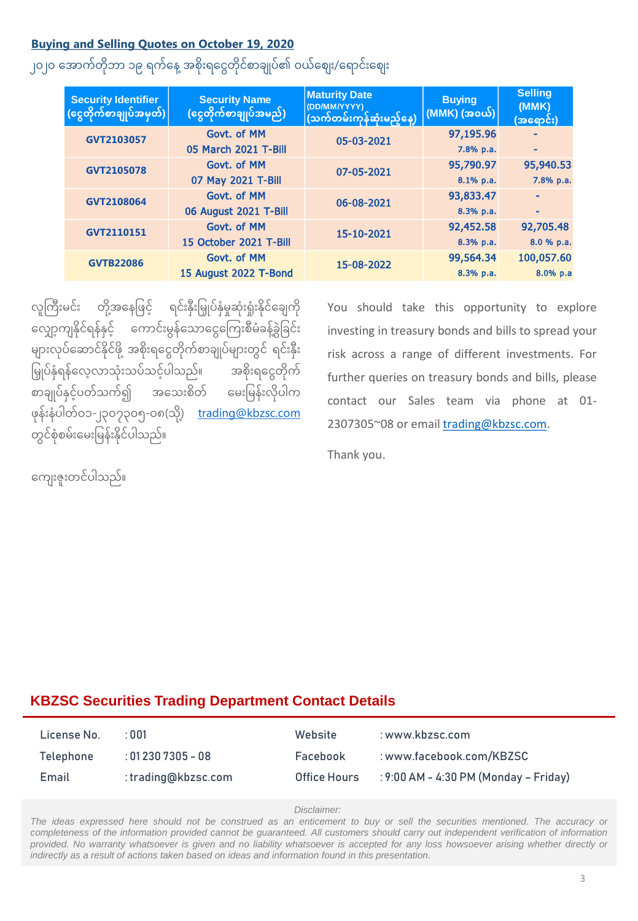**Buying and Selling Quotes on October 19, 2020**

၂၀၂၀ အောက်တိုဘာ ၁၉ ရက်နေ့ အစိုးရငွေတိုင်စာချုပ်၏ ဝယ်ဈေး/ရောင်းဈေး

| Security Identifier (ငွေတိုက်စာချုပ်အမှတ်) | Security Name (ငွေတိုက်စာချုပ်အမည်) | Maturity Date (DD/MM/YYYY) (သက်တမ်းကုန်ဆုံးမည့်နေ့) | Buying (MMK) (အဝယ်) | Selling (MMK) (အရောင်း) |
|---|---|---|---|---|
| GVT2103057 | Govt. of MM 05 March 2021 T-Bill | 05-03-2021 | 97,195.96 7.8% p.a. | - - |
| GVT2105078 | Govt. of MM 07 May 2021 T-Bill | 07-05-2021 | 95,790.97 8.1% p.a. | 95,940.53 7.8% p.a. |
| GVT2108064 | Govt. of MM 06 August 2021 T-Bill | 06-08-2021 | 93,833.47 8.3% p.a. | - - |
| GVT2110151 | Govt. of MM 15 October 2021 T-Bill | 15-10-2021 | 92,452.58 8.3% p.a. | 92,705.48 8.0 % p.a. |
| GVTB22086 | Govt. of MM 15 August 2022 T-Bond | 15-08-2022 | 99,564.34 8.3% p.a. | 100,057.60 8.0% p.a |

လူကြီးမင်း တို့အနေဖြင့် ရင်းနှီးမြှုပ်နှံမှုဆုံးရှုံးနိုင်ချေကို လျှော့ကျနိုင်ရန်နှင့် ကောင်းမွန်သောငွေကြေးစီမံခန့်ခွဲခြင်းများလုပ်ဆောင်နိုင်ဖို့ အစိုးရငွေတိုက်စာချုပ်များတွင် ရင်းနှီးမြှုပ်နှံရန်လေ့လာသုံးသပ်သင့်ပါသည်။ အစိုးရငွေတိုက်စာချုပ်နှင့်ပတ်သက်၍ အသေးစိတ် မေးမြန်းလိုပါက ဖုန်းနံပါတ်၀၁-၂၃၀၇၃၀၅-၀၈(သို့) trading@kbzsc.com တွင်စုံစမ်းမေးမြန်းနိုင်ပါသည်။

ကျေးဇူးတင်ပါသည်။

You should take this opportunity to explore investing in treasury bonds and bills to spread your risk across a range of different investments. For further queries on treasury bonds and bills, please contact our Sales team via phone at 01-2307305~08 or email trading@kbzsc.com.

Thank you.

## KBZSC Securities Trading Department Contact Details

| | | | |
|---|---|---|---|
| License No. | : 001 | Website | : www.kbzsc.com |
| Telephone | : 01 230 7305 - 08 | Facebook | : www.facebook.com/KBZSC |
| Email | : trading@kbzsc.com | Office Hours | : 9:00 AM – 4:30 PM (Monday – Friday) |

*Disclaimer:*

*The ideas expressed here should not be construed as an enticement to buy or sell the securities mentioned. The accuracy or completeness of the information provided cannot be guaranteed. All customers should carry out independent verification of information provided. No warranty whatsoever is given and no liability whatsoever is accepted for any loss howsoever arising whether directly or indirectly as a result of actions taken based on ideas and information found in this presentation.*